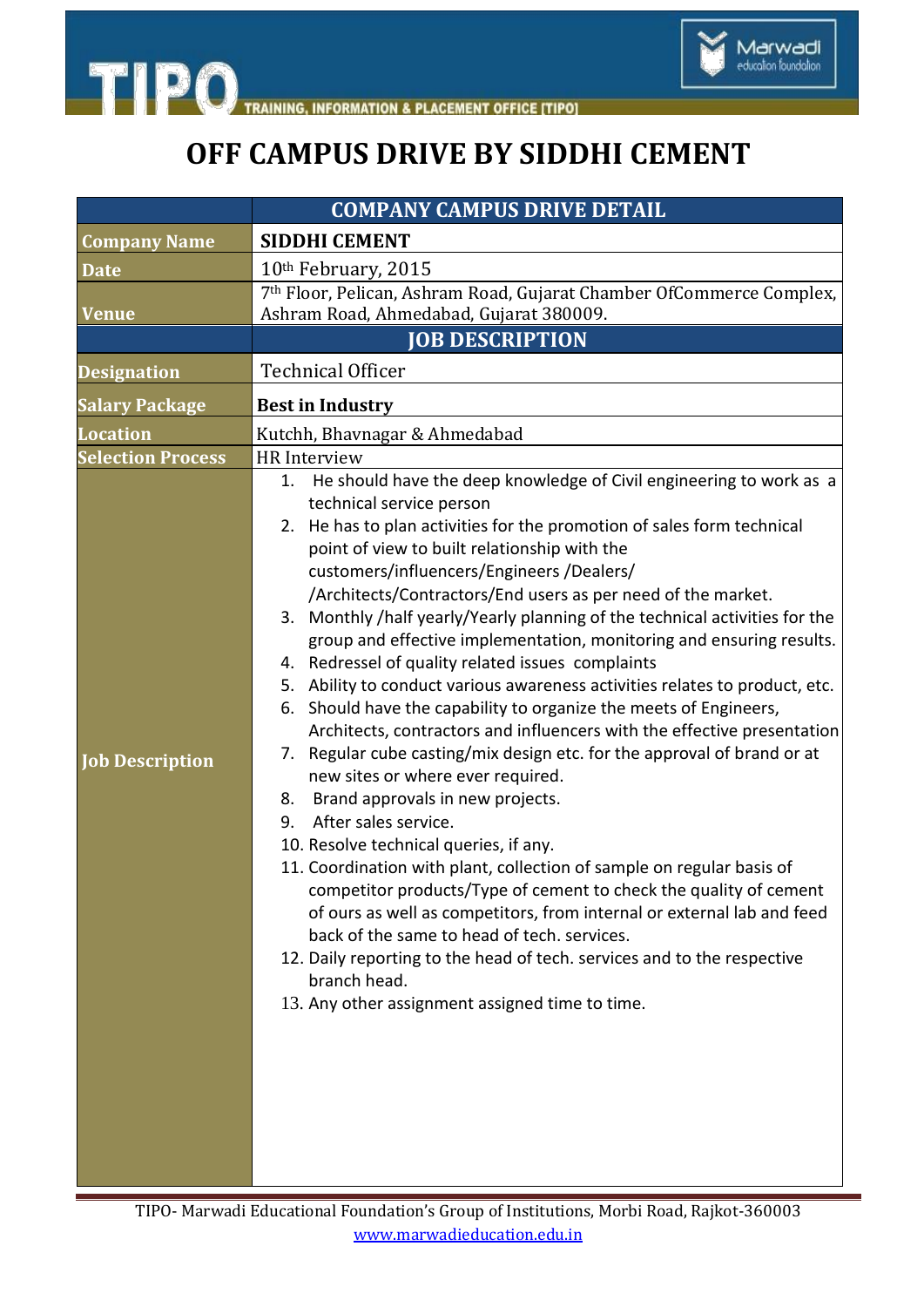# OFF CAMPUS DRIVE BY SIDDHI CEMENT

| | COMPANY CAMPUS DRIVE DETAIL |
|---|---|
| **Company Name** | **SIDDHI CEMENT** |
| **Date** | 10th February, 2015 |
| **Venue** | 7th Floor, Pelican, Ashram Road, Gujarat Chamber OfCommerce Complex, Ashram Road, Ahmedabad, Gujarat 380009. |
| | **JOB DESCRIPTION** |
| **Designation** | Technical Officer |
| **Salary Package** | **Best in Industry** |
| **Location** | Kutchh, Bhavnagar & Ahmedabad |
| **Selection Process** | HR Interview |
| **Job Description** | 1. He should have the deep knowledge of Civil engineering to work as a technical service person<br>2. He has to plan activities for the promotion of sales form technical point of view to built relationship with the customers/influencers/Engineers /Dealers/ /Architects/Contractors/End users as per need of the market.<br>3. Monthly /half yearly/Yearly planning of the technical activities for the group and effective implementation, monitoring and ensuring results.<br>4. Redressel of quality related issues complaints<br>5. Ability to conduct various awareness activities relates to product, etc.<br>6. Should have the capability to organize the meets of Engineers, Architects, contractors and influencers with the effective presentation<br>7. Regular cube casting/mix design etc. for the approval of brand or at new sites or where ever required.<br>8. Brand approvals in new projects.<br>9. After sales service.<br>10. Resolve technical queries, if any.<br>11. Coordination with plant, collection of sample on regular basis of competitor products/Type of cement to check the quality of cement of ours as well as competitors, from internal or external lab and feed back of the same to head of tech. services.<br>12. Daily reporting to the head of tech. services and to the respective branch head.<br>13. Any other assignment assigned time to time. |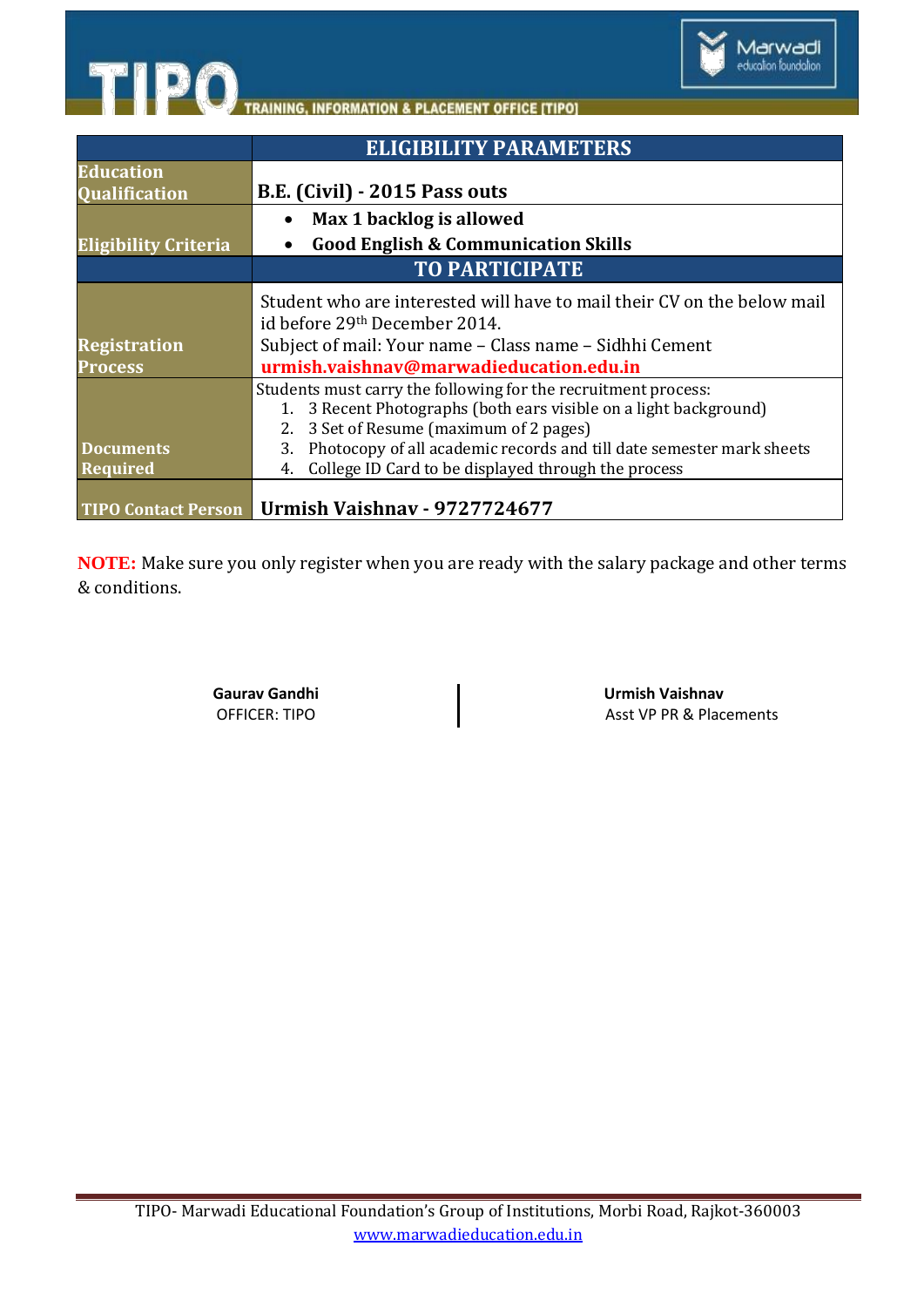| | ELIGIBILITY PARAMETERS |
|---|---|
| **Education Qualification** | **B.E. (Civil) - 2015 Pass outs** |
| **Eligibility Criteria** | • **Max 1 backlog is allowed**<br>• **Good English & Communication Skills** |
| | **TO PARTICIPATE** |
| **Registration Process** | Student who are interested will have to mail their CV on the below mail id before 29th December 2014.<br>Subject of mail: Your name – Class name – Sidhhi Cement<br>**urmish.vaishnav@marwadieducation.edu.in** |
| **Documents Required** | Students must carry the following for the recruitment process:<br>1. 3 Recent Photographs (both ears visible on a light background)<br>2. 3 Set of Resume (maximum of 2 pages)<br>3. Photocopy of all academic records and till date semester mark sheets<br>4. College ID Card to be displayed through the process |
| **TIPO Contact Person** | **Urmish Vaishnav - 9727724677** |

**NOTE:** Make sure you only register when you are ready with the salary package and other terms & conditions.

**Gaurav Gandhi**
OFFICER: TIPO

**Urmish Vaishnav**
Asst VP PR & Placements

TIPO- Marwadi Educational Foundation's Group of Institutions, Morbi Road, Rajkot-360003
www.marwadieducation.edu.in